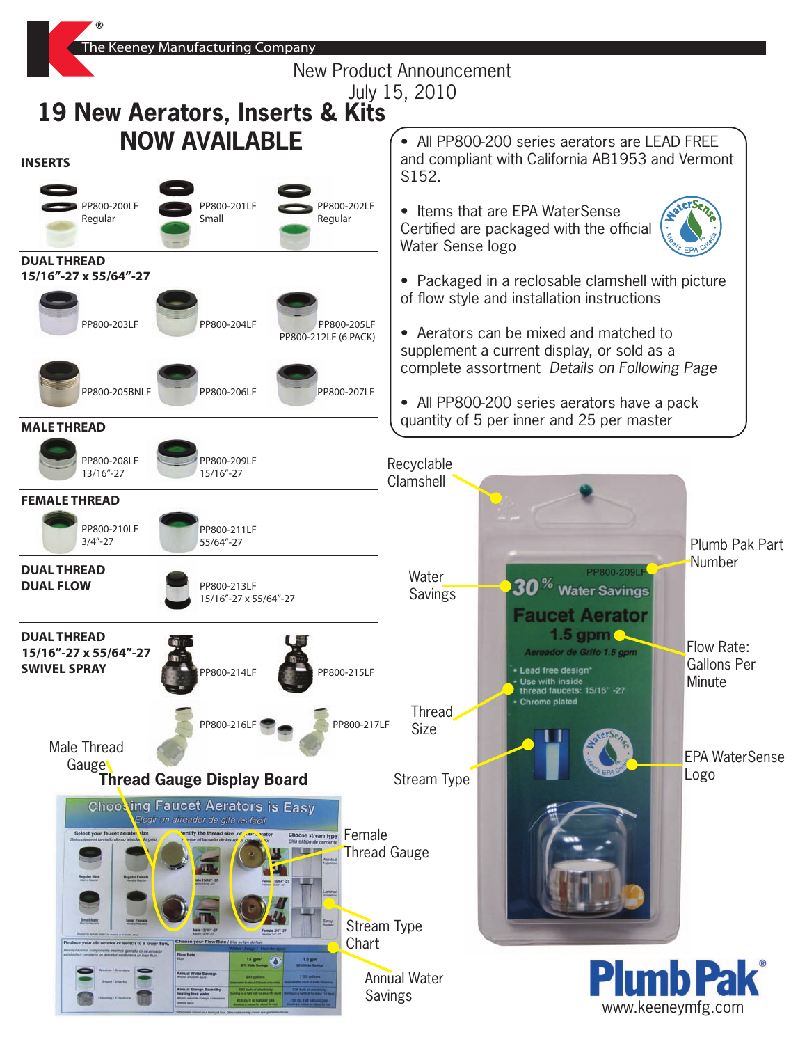The Keeney Manufacturing Company

New Product Announcement
July 15, 2010

# 19 New Aerators, Inserts & Kits NOW AVAILABLE

### INSERTS

- PP800-200LF Regular
- PP800-201LF Small
- PP800-202LF Regular

### DUAL THREAD 15/16"-27 x 55/64"-27

- PP800-203LF
- PP800-204LF
- PP800-205LF / PP800-212LF (6 PACK)
- PP800-205BNLF
- PP800-206LF
- PP800-207LF

### MALE THREAD

- PP800-208LF 13/16"-27
- PP800-209LF 15/16"-27

### FEMALE THREAD

- PP800-210LF 3/4"-27
- PP800-211LF 55/64"-27

### DUAL THREAD DUAL FLOW

- PP800-213LF 15/16"-27 x 55/64"-27

### DUAL THREAD 15/16"-27 x 55/64"-27 SWIVEL SPRAY

- PP800-214LF
- PP800-215LF
- PP800-216LF
- PP800-217LF

---

- All PP800-200 series aerators are LEAD FREE and compliant with California AB1953 and Vermont S152.
- Items that are EPA WaterSense Certified are packaged with the official Water Sense logo
- Packaged in a reclosable clamshell with picture of flow style and installation instructions
- Aerators can be mixed and matched to supplement a current display, or sold as a complete assortment *Details on Following Page*
- All PP800-200 series aerators have a pack quantity of 5 per inner and 25 per master

Recyclable Clamshell

Plumb Pak Part Number

Water Savings

Flow Rate: Gallons Per Minute

Thread Size

Stream Type

EPA WaterSense Logo

PP800-209LF
30% Water Savings
Faucet Aerator
1.5 gpm
Aereador de Grifo 1.5 gpm
- Lead free design*
- Use with inside thread faucets: 15/16" -27
- Chrome plated

Male Thread Gauge

## Thread Gauge Display Board

Choosing Faucet Aerators is Easy
Elegir un aireador de grifo es fácil

Female Thread Gauge

Stream Type Chart

Annual Water Savings

Plumb Pak®
www.keeneymfg.com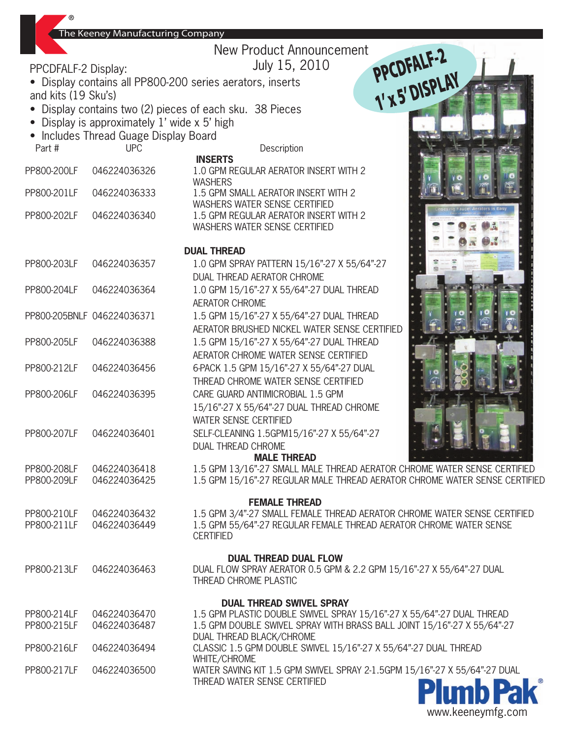The Keeney Manufacturing Company

# New Product Announcement
July 15, 2010

PPCDFALF-2
1' x 5' DISPLAY

PPCDFALF-2 Display:

- Display contains all PP800-200 series aerators, inserts and kits (19 Sku's)
- Display contains two (2) pieces of each sku. 38 Pieces
- Display is approximately 1' wide x 5' high
- Includes Thread Guage Display Board

| Part # | UPC | Description |
|---|---|---|
| | | **INSERTS** |
| PP800-200LF | 046224036326 | 1.0 GPM REGULAR AERATOR INSERT WITH 2 WASHERS |
| PP800-201LF | 046224036333 | 1.5 GPM SMALL AERATOR INSERT WITH 2 WASHERS WATER SENSE CERTIFIED |
| PP800-202LF | 046224036340 | 1.5 GPM REGULAR AERATOR INSERT WITH 2 WASHERS WATER SENSE CERTIFIED |
| | | **DUAL THREAD** |
| PP800-203LF | 046224036357 | 1.0 GPM SPRAY PATTERN 15/16"-27 X 55/64"-27 DUAL THREAD AERATOR CHROME |
| PP800-204LF | 046224036364 | 1.0 GPM 15/16"-27 X 55/64"-27 DUAL THREAD AERATOR CHROME |
| PP800-205BNLF | 046224036371 | 1.5 GPM 15/16"-27 X 55/64"-27 DUAL THREAD AERATOR BRUSHED NICKEL WATER SENSE CERTIFIED |
| PP800-205LF | 046224036388 | 1.5 GPM 15/16"-27 X 55/64"-27 DUAL THREAD AERATOR CHROME WATER SENSE CERTIFIED |
| PP800-212LF | 046224036456 | 6-PACK 1.5 GPM 15/16"-27 X 55/64"-27 DUAL THREAD CHROME WATER SENSE CERTIFIED |
| PP800-206LF | 046224036395 | CARE GUARD ANTIMICROBIAL 1.5 GPM 15/16"-27 X 55/64"-27 DUAL THREAD CHROME WATER SENSE CERTIFIED |
| PP800-207LF | 046224036401 | SELF-CLEANING 1.5GPM15/16"-27 X 55/64"-27 DUAL THREAD CHROME |
| | | **MALE THREAD** |
| PP800-208LF | 046224036418 | 1.5 GPM 13/16"-27 SMALL MALE THREAD AERATOR CHROME WATER SENSE CERTIFIED |
| PP800-209LF | 046224036425 | 1.5 GPM 15/16"-27 REGULAR MALE THREAD AERATOR CHROME WATER SENSE CERTIFIED |
| | | **FEMALE THREAD** |
| PP800-210LF | 046224036432 | 1.5 GPM 3/4"-27 SMALL FEMALE THREAD AERATOR CHROME WATER SENSE CERTIFIED |
| PP800-211LF | 046224036449 | 1.5 GPM 55/64"-27 REGULAR FEMALE THREAD AERATOR CHROME WATER SENSE CERTIFIED |
| | | **DUAL THREAD DUAL FLOW** |
| PP800-213LF | 046224036463 | DUAL FLOW SPRAY AERATOR 0.5 GPM & 2.2 GPM 15/16"-27 X 55/64"-27 DUAL THREAD CHROME PLASTIC |
| | | **DUAL THREAD SWIVEL SPRAY** |
| PP800-214LF | 046224036470 | 1.5 GPM PLASTIC DOUBLE SWIVEL SPRAY 15/16"-27 X 55/64"-27 DUAL THREAD |
| PP800-215LF | 046224036487 | 1.5 GPM DOUBLE SWIVEL SPRAY WITH BRASS BALL JOINT 15/16"-27 X 55/64"-27 DUAL THREAD BLACK/CHROME |
| PP800-216LF | 046224036494 | CLASSIC 1.5 GPM DOUBLE SWIVEL 15/16"-27 X 55/64"-27 DUAL THREAD WHITE/CHROME |
| PP800-217LF | 046224036500 | WATER SAVING KIT 1.5 GPM SWIVEL SPRAY 2-1.5GPM 15/16"-27 X 55/64"-27 DUAL THREAD WATER SENSE CERTIFIED |

Plumb Pak®
www.keeneymfg.com